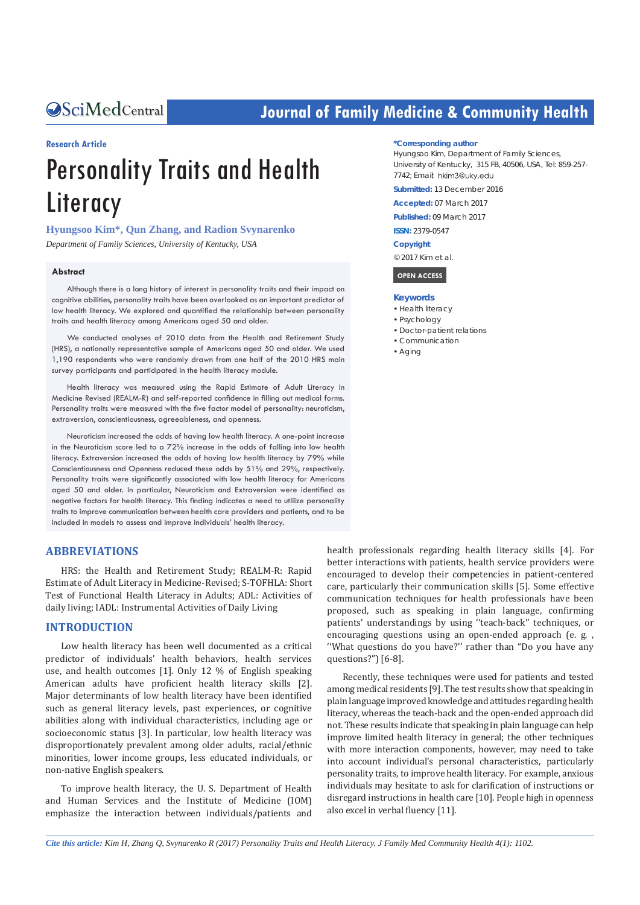**Research Article**

# Personality Traits and Health Literacy

**Hyungsoo Kim*, Qun Zhang, and Radion Svynarenko**

*Department of Family Sciences, University of Kentucky, USA*

**\*Corresponding author**

Hyungsoo Kim, Department of Family Sciences, University of Kentucky, 315 FB, 40506, USA, Tel: 859-257-7742; Email: hkim3@uky.edu

**Submitted:** 13 December 2016

**Accepted:** 07 March 2017

**Published:** 09 March 2017

**ISSN:** 2379-0547

**Copyright**

© 2017 Kim et al.

**OPEN ACCESS**

**Keywords**

- Health literacy
- Psychology
- Doctor-patient relations
- Communication
- Aging

## Abstract

Although there is a long history of interest in personality traits and their impact on cognitive abilities, personality traits have been overlooked as an important predictor of low health literacy. We explored and quantified the relationship between personality traits and health literacy among Americans aged 50 and older.

We conducted analyses of 2010 data from the Health and Retirement Study (HRS), a nationally representative sample of Americans aged 50 and older. We used 1,190 respondents who were randomly drawn from one half of the 2010 HRS main survey participants and participated in the health literacy module.

Health literacy was measured using the Rapid Estimate of Adult Literacy in Medicine Revised (REALM-R) and self-reported confidence in filling out medical forms. Personality traits were measured with the five factor model of personality: neuroticism, extraversion, conscientiousness, agreeableness, and openness.

Neuroticism increased the odds of having low health literacy. A one-point increase in the Neuroticism score led to a 72% increase in the odds of falling into low health literacy. Extraversion increased the odds of having low health literacy by 79% while Conscientiousness and Openness reduced these odds by 51% and 29%, respectively. Personality traits were significantly associated with low health literacy for Americans aged 50 and older. In particular, Neuroticism and Extraversion were identified as negative factors for health literacy. This finding indicates a need to utilize personality traits to improve communication between health care providers and patients, and to be included in models to assess and improve individuals' health literacy.

## ABBREVIATIONS

HRS: the Health and Retirement Study; REALM-R: Rapid Estimate of Adult Literacy in Medicine-Revised; S-TOFHLA: Short Test of Functional Health Literacy in Adults; ADL: Activities of daily living; IADL: Instrumental Activities of Daily Living

## INTRODUCTION

Low health literacy has been well documented as a critical predictor of individuals' health behaviors, health services use, and health outcomes [1]. Only 12 % of English speaking American adults have proficient health literacy skills [2]. Major determinants of low health literacy have been identified such as general literacy levels, past experiences, or cognitive abilities along with individual characteristics, including age or socioeconomic status [3]. In particular, low health literacy was disproportionately prevalent among older adults, racial/ethnic minorities, lower income groups, less educated individuals, or non-native English speakers.

To improve health literacy, the U. S. Department of Health and Human Services and the Institute of Medicine (IOM) emphasize the interaction between individuals/patients and health professionals regarding health literacy skills [4]. For better interactions with patients, health service providers were encouraged to develop their competencies in patient-centered care, particularly their communication skills [5]. Some effective communication techniques for health professionals have been proposed, such as speaking in plain language, confirming patients' understandings by using "teach-back" techniques, or encouraging questions using an open-ended approach (e. g. , "What questions do you have?" rather than "Do you have any questions?") [6-8].

Recently, these techniques were used for patients and tested among medical residents [9]. The test results show that speaking in plain language improved knowledge and attitudes regarding health literacy, whereas the teach-back and the open-ended approach did not. These results indicate that speaking in plain language can help improve limited health literacy in general; the other techniques with more interaction components, however, may need to take into account individual's personal characteristics, particularly personality traits, to improve health literacy. For example, anxious individuals may hesitate to ask for clarification of instructions or disregard instructions in health care [10]. People high in openness also excel in verbal fluency [11].

*Cite this article: Kim H, Zhang Q, Svynarenko R (2017) Personality Traits and Health Literacy. J Family Med Community Health 4(1): 1102.*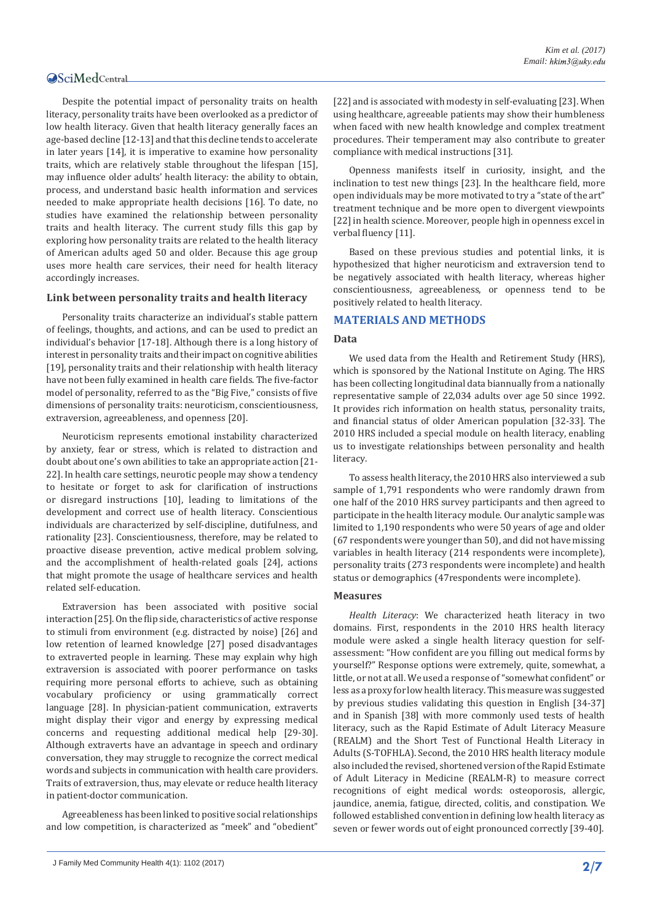Despite the potential impact of personality traits on health literacy, personality traits have been overlooked as a predictor of low health literacy. Given that health literacy generally faces an age-based decline [12-13] and that this decline tends to accelerate in later years [14], it is imperative to examine how personality traits, which are relatively stable throughout the lifespan [15], may influence older adults' health literacy: the ability to obtain, process, and understand basic health information and services needed to make appropriate health decisions [16]. To date, no studies have examined the relationship between personality traits and health literacy. The current study fills this gap by exploring how personality traits are related to the health literacy of American adults aged 50 and older. Because this age group uses more health care services, their need for health literacy accordingly increases.

### Link between personality traits and health literacy

Personality traits characterize an individual's stable pattern of feelings, thoughts, and actions, and can be used to predict an individual's behavior [17-18]. Although there is a long history of interest in personality traits and their impact on cognitive abilities [19], personality traits and their relationship with health literacy have not been fully examined in health care fields. The five-factor model of personality, referred to as the "Big Five," consists of five dimensions of personality traits: neuroticism, conscientiousness, extraversion, agreeableness, and openness [20].

Neuroticism represents emotional instability characterized by anxiety, fear or stress, which is related to distraction and doubt about one's own abilities to take an appropriate action [21-22]. In health care settings, neurotic people may show a tendency to hesitate or forget to ask for clarification of instructions or disregard instructions [10], leading to limitations of the development and correct use of health literacy. Conscientious individuals are characterized by self-discipline, dutifulness, and rationality [23]. Conscientiousness, therefore, may be related to proactive disease prevention, active medical problem solving, and the accomplishment of health-related goals [24], actions that might promote the usage of healthcare services and health related self-education.

Extraversion has been associated with positive social interaction [25]. On the flip side, characteristics of active response to stimuli from environment (e.g. distracted by noise) [26] and low retention of learned knowledge [27] posed disadvantages to extraverted people in learning. These may explain why high extraversion is associated with poorer performance on tasks requiring more personal efforts to achieve, such as obtaining vocabulary proficiency or using grammatically correct language [28]. In physician-patient communication, extraverts might display their vigor and energy by expressing medical concerns and requesting additional medical help [29-30]. Although extraverts have an advantage in speech and ordinary conversation, they may struggle to recognize the correct medical words and subjects in communication with health care providers. Traits of extraversion, thus, may elevate or reduce health literacy in patient-doctor communication.

Agreeableness has been linked to positive social relationships and low competition, is characterized as "meek" and "obedient" [22] and is associated with modesty in self-evaluating [23]. When using healthcare, agreeable patients may show their humbleness when faced with new health knowledge and complex treatment procedures. Their temperament may also contribute to greater compliance with medical instructions [31].

Openness manifests itself in curiosity, insight, and the inclination to test new things [23]. In the healthcare field, more open individuals may be more motivated to try a "state of the art" treatment technique and be more open to divergent viewpoints [22] in health science. Moreover, people high in openness excel in verbal fluency [11].

Based on these previous studies and potential links, it is hypothesized that higher neuroticism and extraversion tend to be negatively associated with health literacy, whereas higher conscientiousness, agreeableness, or openness tend to be positively related to health literacy.

## MATERIALS AND METHODS

### Data

We used data from the Health and Retirement Study (HRS), which is sponsored by the National Institute on Aging. The HRS has been collecting longitudinal data biannually from a nationally representative sample of 22,034 adults over age 50 since 1992. It provides rich information on health status, personality traits, and financial status of older American population [32-33]. The 2010 HRS included a special module on health literacy, enabling us to investigate relationships between personality and health literacy.

To assess health literacy, the 2010 HRS also interviewed a sub sample of 1,791 respondents who were randomly drawn from one half of the 2010 HRS survey participants and then agreed to participate in the health literacy module. Our analytic sample was limited to 1,190 respondents who were 50 years of age and older (67 respondents were younger than 50), and did not have missing variables in health literacy (214 respondents were incomplete), personality traits (273 respondents were incomplete) and health status or demographics (47respondents were incomplete).

### Measures

*Health Literacy*: We characterized heath literacy in two domains. First, respondents in the 2010 HRS health literacy module were asked a single health literacy question for self-assessment: "How confident are you filling out medical forms by yourself?" Response options were extremely, quite, somewhat, a little, or not at all. We used a response of "somewhat confident" or less as a proxy for low health literacy. This measure was suggested by previous studies validating this question in English [34-37] and in Spanish [38] with more commonly used tests of health literacy, such as the Rapid Estimate of Adult Literacy Measure (REALM) and the Short Test of Functional Health Literacy in Adults (S-TOFHLA). Second, the 2010 HRS health literacy module also included the revised, shortened version of the Rapid Estimate of Adult Literacy in Medicine (REALM-R) to measure correct recognitions of eight medical words: osteoporosis, allergic, jaundice, anemia, fatigue, directed, colitis, and constipation. We followed established convention in defining low health literacy as seven or fewer words out of eight pronounced correctly [39-40].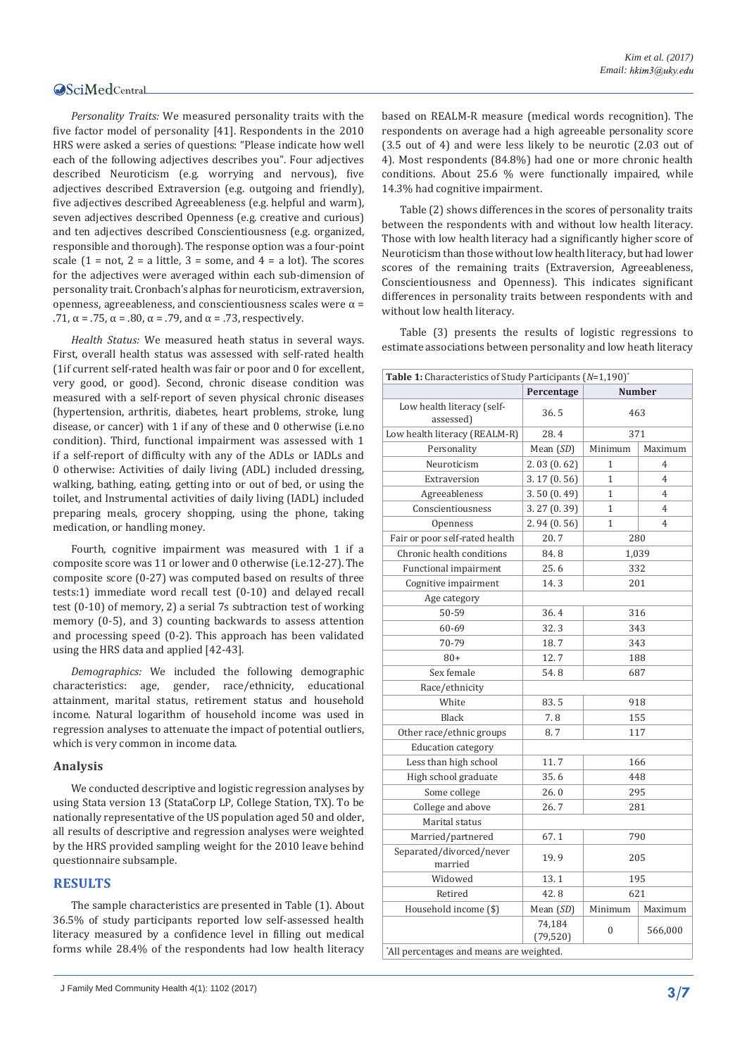*Personality Traits:* We measured personality traits with the five factor model of personality [41]. Respondents in the 2010 HRS were asked a series of questions: "Please indicate how well each of the following adjectives describes you". Four adjectives described Neuroticism (e.g. worrying and nervous), five adjectives described Extraversion (e.g. outgoing and friendly), five adjectives described Agreeableness (e.g. helpful and warm), seven adjectives described Openness (e.g. creative and curious) and ten adjectives described Conscientiousness (e.g. organized, responsible and thorough). The response option was a four-point scale (1 = not, 2 = a little, 3 = some, and 4 = a lot). The scores for the adjectives were averaged within each sub-dimension of personality trait. Cronbach's alphas for neuroticism, extraversion, openness, agreeableness, and conscientiousness scales were α = .71, α = .75, α = .80, α = .79, and α = .73, respectively.

*Health Status:* We measured heath status in several ways. First, overall health status was assessed with self-rated health (1if current self-rated health was fair or poor and 0 for excellent, very good, or good). Second, chronic disease condition was measured with a self-report of seven physical chronic diseases (hypertension, arthritis, diabetes, heart problems, stroke, lung disease, or cancer) with 1 if any of these and 0 otherwise (i.e.no condition). Third, functional impairment was assessed with 1 if a self-report of difficulty with any of the ADLs or IADLs and 0 otherwise: Activities of daily living (ADL) included dressing, walking, bathing, eating, getting into or out of bed, or using the toilet, and Instrumental activities of daily living (IADL) included preparing meals, grocery shopping, using the phone, taking medication, or handling money.

Fourth, cognitive impairment was measured with 1 if a composite score was 11 or lower and 0 otherwise (i.e.12-27). The composite score (0-27) was computed based on results of three tests:1) immediate word recall test (0-10) and delayed recall test (0-10) of memory, 2) a serial 7s subtraction test of working memory (0-5), and 3) counting backwards to assess attention and processing speed (0-2). This approach has been validated using the HRS data and applied [42-43].

*Demographics:* We included the following demographic characteristics: age, gender, race/ethnicity, educational attainment, marital status, retirement status and household income. Natural logarithm of household income was used in regression analyses to attenuate the impact of potential outliers, which is very common in income data.

### Analysis

We conducted descriptive and logistic regression analyses by using Stata version 13 (StataCorp LP, College Station, TX). To be nationally representative of the US population aged 50 and older, all results of descriptive and regression analyses were weighted by the HRS provided sampling weight for the 2010 leave behind questionnaire subsample.

## RESULTS

The sample characteristics are presented in Table (1). About 36.5% of study participants reported low self-assessed health literacy measured by a confidence level in filling out medical forms while 28.4% of the respondents had low health literacy based on REALM-R measure (medical words recognition). The respondents on average had a high agreeable personality score (3.5 out of 4) and were less likely to be neurotic (2.03 out of 4). Most respondents (84.8%) had one or more chronic health conditions. About 25.6 % were functionally impaired, while 14.3% had cognitive impairment.

Table (2) shows differences in the scores of personality traits between the respondents with and without low health literacy. Those with low health literacy had a significantly higher score of Neuroticism than those without low health literacy, but had lower scores of the remaining traits (Extraversion, Agreeableness, Conscientiousness and Openness). This indicates significant differences in personality traits between respondents with and without low health literacy.

Table (3) presents the results of logistic regressions to estimate associations between personality and low heath literacy

**Table 1:** Characteristics of Study Participants (*N*=1,190)*

| | Percentage | Number | |
|---|---|---|---|
| Low health literacy (self-assessed) | 36. 5 | 463 | |
| Low health literacy (REALM-R) | 28. 4 | 371 | |
| Personality | Mean (*SD*) | Minimum | Maximum |
| Neuroticism | 2. 03 (0. 62) | 1 | 4 |
| Extraversion | 3. 17 (0. 56) | 1 | 4 |
| Agreeableness | 3. 50 (0. 49) | 1 | 4 |
| Conscientiousness | 3. 27 (0. 39) | 1 | 4 |
| Openness | 2. 94 (0. 56) | 1 | 4 |
| Fair or poor self-rated health | 20. 7 | 280 | |
| Chronic health conditions | 84. 8 | 1,039 | |
| Functional impairment | 25. 6 | 332 | |
| Cognitive impairment | 14. 3 | 201 | |
| Age category | | | |
| 50-59 | 36. 4 | 316 | |
| 60-69 | 32. 3 | 343 | |
| 70-79 | 18. 7 | 343 | |
| 80+ | 12. 7 | 188 | |
| Sex female | 54. 8 | 687 | |
| Race/ethnicity | | | |
| White | 83. 5 | 918 | |
| Black | 7. 8 | 155 | |
| Other race/ethnic groups | 8. 7 | 117 | |
| Education category | | | |
| Less than high school | 11. 7 | 166 | |
| High school graduate | 35. 6 | 448 | |
| Some college | 26. 0 | 295 | |
| College and above | 26. 7 | 281 | |
| Marital status | | | |
| Married/partnered | 67. 1 | 790 | |
| Separated/divorced/never married | 19. 9 | 205 | |
| Widowed | 13. 1 | 195 | |
| Retired | 42. 8 | 621 | |
| Household income ($) | Mean (*SD*) | Minimum | Maximum |
| | 74,184 (79,520) | 0 | 566,000 |

*All percentages and means are weighted.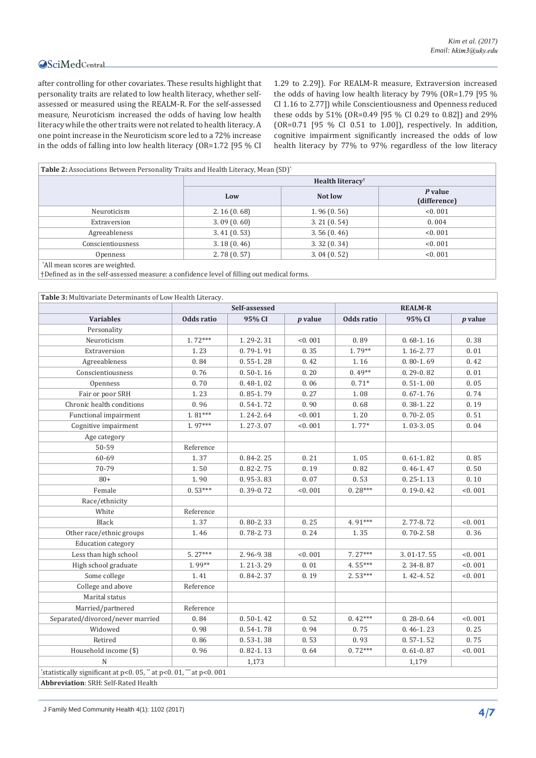after controlling for other covariates. These results highlight that personality traits are related to low health literacy, whether self-assessed or measured using the REALM-R. For the self-assessed measure, Neuroticism increased the odds of having low health literacy while the other traits were not related to health literacy. A one point increase in the Neuroticism score led to a 72% increase in the odds of falling into low health literacy (OR=1.72 [95 % CI 1.29 to 2.29]). For REALM-R measure, Extraversion increased the odds of having low health literacy by 79% (OR=1.79 [95 % CI 1.16 to 2.77]) while Conscientiousness and Openness reduced these odds by 51% (OR=0.49 [95 % CI 0.29 to 0.82]) and 29% (OR=0.71 [95 % CI 0.51 to 1.00]), respectively. In addition, cognitive impairment significantly increased the odds of low health literacy by 77% to 97% regardless of the low literacy

**Table 2:** Associations Between Personality Traits and Health Literacy, Mean (SD)*

| | Health literacy† | | |
|---|---|---|---|
| | Low | Not low | *P* value (difference) |
| Neuroticism | 2.16 (0.68) | 1.96 (0.56) | <0.001 |
| Extraversion | 3.09 (0.60) | 3.21 (0.54) | 0.004 |
| Agreeableness | 3.41 (0.53) | 3.56 (0.46) | <0.001 |
| Conscientiousness | 3.18 (0.46) | 3.32 (0.34) | <0.001 |
| Openness | 2.78 (0.57) | 3.04 (0.52) | <0.001 |

*All mean scores are weighted.
†Defined as in the self-assessed measure: a confidence level of filling out medical forms.

**Table 3:** Multivariate Determinants of Low Health Literacy.

| | Self-assessed | | | REALM-R | | |
|---|---|---|---|---|---|---|
| **Variables** | **Odds ratio** | **95% CI** | ***p* value** | **Odds ratio** | **95% CI** | ***p* value** |
| Personality | | | | | | |
| Neuroticism | 1.72*** | 1.29-2.31 | <0.001 | 0.89 | 0.68-1.16 | 0.38 |
| Extraversion | 1.23 | 0.79-1.91 | 0.35 | 1.79** | 1.16-2.77 | 0.01 |
| Agreeableness | 0.84 | 0.55-1.28 | 0.42 | 1.16 | 0.80-1.69 | 0.42 |
| Conscientiousness | 0.76 | 0.50-1.16 | 0.20 | 0.49** | 0.29-0.82 | 0.01 |
| Openness | 0.70 | 0.48-1.02 | 0.06 | 0.71* | 0.51-1.00 | 0.05 |
| Fair or poor SRH | 1.23 | 0.85-1.79 | 0.27 | 1.08 | 0.67-1.76 | 0.74 |
| Chronic health conditions | 0.96 | 0.54-1.72 | 0.90 | 0.68 | 0.38-1.22 | 0.19 |
| Functional impairment | 1.81*** | 1.24-2.64 | <0.001 | 1.20 | 0.70-2.05 | 0.51 |
| Cognitive impairment | 1.97*** | 1.27-3.07 | <0.001 | 1.77* | 1.03-3.05 | 0.04 |
| Age category | | | | | | |
| 50-59 | Reference | | | | | |
| 60-69 | 1.37 | 0.84-2.25 | 0.21 | 1.05 | 0.61-1.82 | 0.85 |
| 70-79 | 1.50 | 0.82-2.75 | 0.19 | 0.82 | 0.46-1.47 | 0.50 |
| 80+ | 1.90 | 0.95-3.83 | 0.07 | 0.53 | 0.25-1.13 | 0.10 |
| Female | 0.53*** | 0.39-0.72 | <0.001 | 0.28*** | 0.19-0.42 | <0.001 |
| Race/ethnicity | | | | | | |
| White | Reference | | | | | |
| Black | 1.37 | 0.80-2.33 | 0.25 | 4.91*** | 2.77-8.72 | <0.001 |
| Other race/ethnic groups | 1.46 | 0.78-2.73 | 0.24 | 1.35 | 0.70-2.58 | 0.36 |
| Education category | | | | | | |
| Less than high school | 5.27*** | 2.96-9.38 | <0.001 | 7.27*** | 3.01-17.55 | <0.001 |
| High school graduate | 1.99** | 1.21-3.29 | 0.01 | 4.55*** | 2.34-8.87 | <0.001 |
| Some college | 1.41 | 0.84-2.37 | 0.19 | 2.53*** | 1.42-4.52 | <0.001 |
| College and above | Reference | | | | | |
| Marital status | | | | | | |
| Married/partnered | Reference | | | | | |
| Separated/divorced/never married | 0.84 | 0.50-1.42 | 0.52 | 0.42*** | 0.28-0.64 | <0.001 |
| Widowed | 0.98 | 0.54-1.78 | 0.94 | 0.75 | 0.46-1.23 | 0.25 |
| Retired | 0.86 | 0.53-1.38 | 0.53 | 0.93 | 0.57-1.52 | 0.75 |
| Household income ($) | 0.96 | 0.82-1.13 | 0.64 | 0.72*** | 0.61-0.87 | <0.001 |
| N | | 1,173 | | | 1,179 | |

*statistically significant at p<0.05, ** at p<0.01, *** at p<0.001

**Abbreviation**: SRH: Self-Rated Health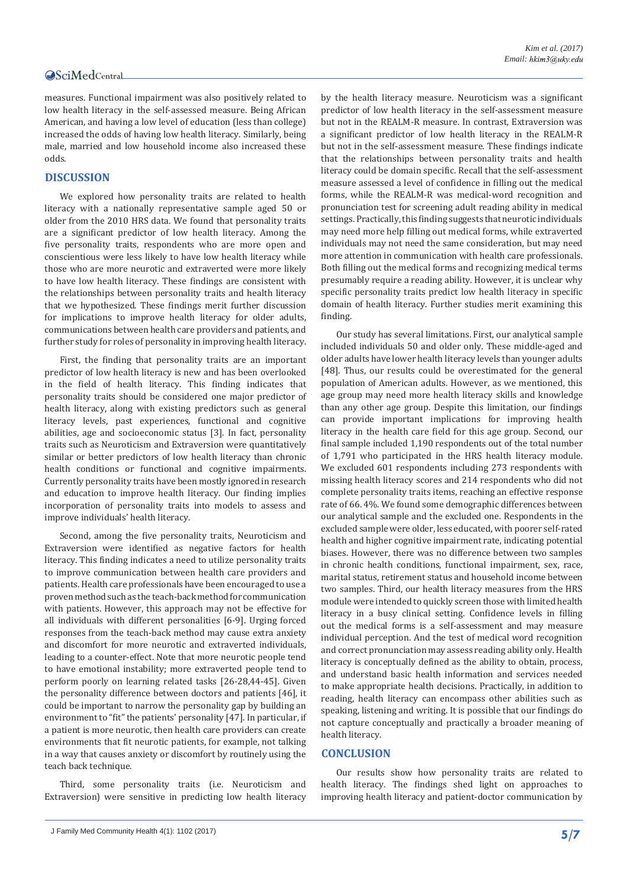measures. Functional impairment was also positively related to low health literacy in the self-assessed measure. Being African American, and having a low level of education (less than college) increased the odds of having low health literacy. Similarly, being male, married and low household income also increased these odds.

## DISCUSSION

We explored how personality traits are related to health literacy with a nationally representative sample aged 50 or older from the 2010 HRS data. We found that personality traits are a significant predictor of low health literacy. Among the five personality traits, respondents who are more open and conscientious were less likely to have low health literacy while those who are more neurotic and extraverted were more likely to have low health literacy. These findings are consistent with the relationships between personality traits and health literacy that we hypothesized. These findings merit further discussion for implications to improve health literacy for older adults, communications between health care providers and patients, and further study for roles of personality in improving health literacy.

First, the finding that personality traits are an important predictor of low health literacy is new and has been overlooked in the field of health literacy. This finding indicates that personality traits should be considered one major predictor of health literacy, along with existing predictors such as general literacy levels, past experiences, functional and cognitive abilities, age and socioeconomic status [3]. In fact, personality traits such as Neuroticism and Extraversion were quantitatively similar or better predictors of low health literacy than chronic health conditions or functional and cognitive impairments. Currently personality traits have been mostly ignored in research and education to improve health literacy. Our finding implies incorporation of personality traits into models to assess and improve individuals' health literacy.

Second, among the five personality traits, Neuroticism and Extraversion were identified as negative factors for health literacy. This finding indicates a need to utilize personality traits to improve communication between health care providers and patients. Health care professionals have been encouraged to use a proven method such as the teach-back method for communication with patients. However, this approach may not be effective for all individuals with different personalities [6-9]. Urging forced responses from the teach-back method may cause extra anxiety and discomfort for more neurotic and extraverted individuals, leading to a counter-effect. Note that more neurotic people tend to have emotional instability; more extraverted people tend to perform poorly on learning related tasks [26-28,44-45]. Given the personality difference between doctors and patients [46], it could be important to narrow the personality gap by building an environment to "fit" the patients' personality [47]. In particular, if a patient is more neurotic, then health care providers can create environments that fit neurotic patients, for example, not talking in a way that causes anxiety or discomfort by routinely using the teach back technique.

Third, some personality traits (i.e. Neuroticism and Extraversion) were sensitive in predicting low health literacy by the health literacy measure. Neuroticism was a significant predictor of low health literacy in the self-assessment measure but not in the REALM-R measure. In contrast, Extraversion was a significant predictor of low health literacy in the REALM-R but not in the self-assessment measure. These findings indicate that the relationships between personality traits and health literacy could be domain specific. Recall that the self-assessment measure assessed a level of confidence in filling out the medical forms, while the REALM-R was medical-word recognition and pronunciation test for screening adult reading ability in medical settings. Practically, this finding suggests that neurotic individuals may need more help filling out medical forms, while extraverted individuals may not need the same consideration, but may need more attention in communication with health care professionals. Both filling out the medical forms and recognizing medical terms presumably require a reading ability. However, it is unclear why specific personality traits predict low health literacy in specific domain of health literacy. Further studies merit examining this finding.

Our study has several limitations. First, our analytical sample included individuals 50 and older only. These middle-aged and older adults have lower health literacy levels than younger adults [48]. Thus, our results could be overestimated for the general population of American adults. However, as we mentioned, this age group may need more health literacy skills and knowledge than any other age group. Despite this limitation, our findings can provide important implications for improving health literacy in the health care field for this age group. Second, our final sample included 1,190 respondents out of the total number of 1,791 who participated in the HRS health literacy module. We excluded 601 respondents including 273 respondents with missing health literacy scores and 214 respondents who did not complete personality traits items, reaching an effective response rate of 66.4%. We found some demographic differences between our analytical sample and the excluded one. Respondents in the excluded sample were older, less educated, with poorer self-rated health and higher cognitive impairment rate, indicating potential biases. However, there was no difference between two samples in chronic health conditions, functional impairment, sex, race, marital status, retirement status and household income between two samples. Third, our health literacy measures from the HRS module were intended to quickly screen those with limited health literacy in a busy clinical setting. Confidence levels in filling out the medical forms is a self-assessment and may measure individual perception. And the test of medical word recognition and correct pronunciation may assess reading ability only. Health literacy is conceptually defined as the ability to obtain, process, and understand basic health information and services needed to make appropriate health decisions. Practically, in addition to reading, health literacy can encompass other abilities such as speaking, listening and writing. It is possible that our findings do not capture conceptually and practically a broader meaning of health literacy.

## CONCLUSION

Our results show how personality traits are related to health literacy. The findings shed light on approaches to improving health literacy and patient-doctor communication by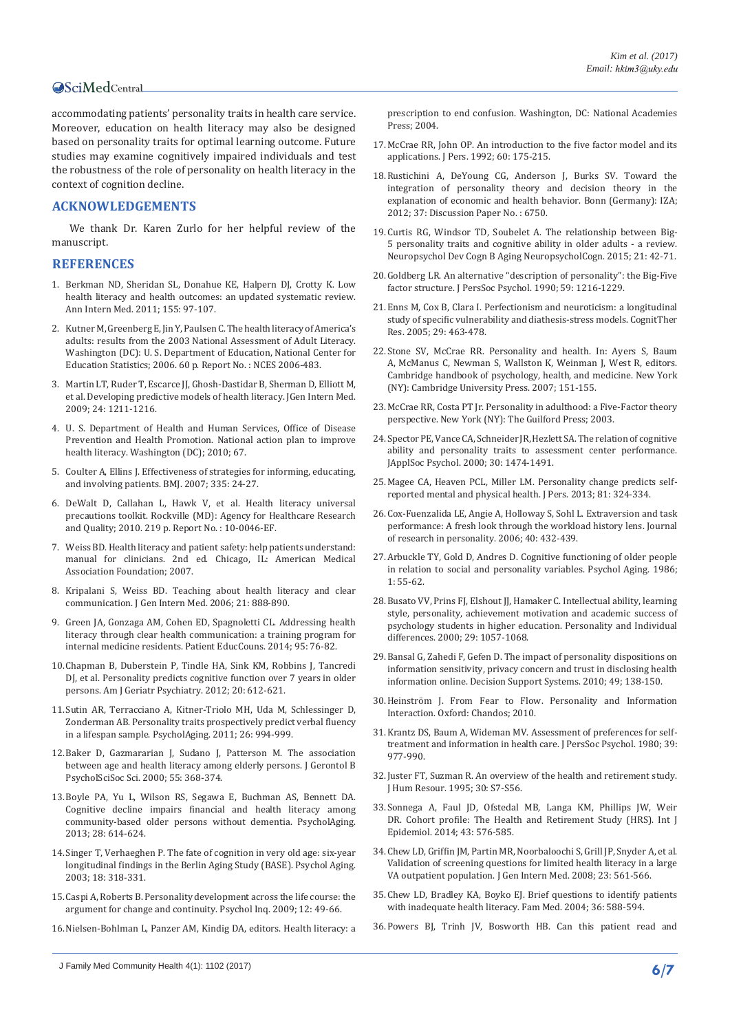accommodating patients' personality traits in health care service. Moreover, education on health literacy may also be designed based on personality traits for optimal learning outcome. Future studies may examine cognitively impaired individuals and test the robustness of the role of personality on health literacy in the context of cognition decline.

## ACKNOWLEDGEMENTS

We thank Dr. Karen Zurlo for her helpful review of the manuscript.

## REFERENCES

1. Berkman ND, Sheridan SL, Donahue KE, Halpern DJ, Crotty K. Low health literacy and health outcomes: an updated systematic review. Ann Intern Med. 2011; 155: 97-107.
2. Kutner M, Greenberg E, Jin Y, Paulsen C. The health literacy of America's adults: results from the 2003 National Assessment of Adult Literacy. Washington (DC): U. S. Department of Education, National Center for Education Statistics; 2006. 60 p. Report No. : NCES 2006-483.
3. Martin LT, Ruder T, Escarce JJ, Ghosh-Dastidar B, Sherman D, Elliott M, et al. Developing predictive models of health literacy. JGen Intern Med. 2009; 24: 1211-1216.
4. U. S. Department of Health and Human Services, Office of Disease Prevention and Health Promotion. National action plan to improve health literacy. Washington (DC); 2010; 67.
5. Coulter A, Ellins J. Effectiveness of strategies for informing, educating, and involving patients. BMJ. 2007; 335: 24-27.
6. DeWalt D, Callahan L, Hawk V, et al. Health literacy universal precautions toolkit. Rockville (MD): Agency for Healthcare Research and Quality; 2010. 219 p. Report No. : 10-0046-EF.
7. Weiss BD. Health literacy and patient safety: help patients understand: manual for clinicians. 2nd ed. Chicago, IL: American Medical Association Foundation; 2007.
8. Kripalani S, Weiss BD. Teaching about health literacy and clear communication. J Gen Intern Med. 2006; 21: 888-890.
9. Green JA, Gonzaga AM, Cohen ED, Spagnoletti CL. Addressing health literacy through clear health communication: a training program for internal medicine residents. Patient EducCouns. 2014; 95: 76-82.
10. Chapman B, Duberstein P, Tindle HA, Sink KM, Robbins J, Tancredi DJ, et al. Personality predicts cognitive function over 7 years in older persons. Am J Geriatr Psychiatry. 2012; 20: 612-621.
11. Sutin AR, Terracciano A, Kitner-Triolo MH, Uda M, Schlessinger D, Zonderman AB. Personality traits prospectively predict verbal fluency in a lifespan sample. PsycholAging. 2011; 26: 994-999.
12. Baker D, Gazmararian J, Sudano J, Patterson M. The association between age and health literacy among elderly persons. J Gerontol B PsycholSciSoc Sci. 2000; 55: 368-374.
13. Boyle PA, Yu L, Wilson RS, Segawa E, Buchman AS, Bennett DA. Cognitive decline impairs financial and health literacy among community-based older persons without dementia. PsycholAging. 2013; 28: 614-624.
14. Singer T, Verhaeghen P. The fate of cognition in very old age: six-year longitudinal findings in the Berlin Aging Study (BASE). Psychol Aging. 2003; 18: 318-331.
15. Caspi A, Roberts B. Personality development across the life course: the argument for change and continuity. Psychol Inq. 2009; 12: 49-66.
16. Nielsen-Bohlman L, Panzer AM, Kindig DA, editors. Health literacy: a prescription to end confusion. Washington, DC: National Academies Press; 2004.
17. McCrae RR, John OP. An introduction to the five factor model and its applications. J Pers. 1992; 60: 175-215.
18. Rustichini A, DeYoung CG, Anderson J, Burks SV. Toward the integration of personality theory and decision theory in the explanation of economic and health behavior. Bonn (Germany): IZA; 2012; 37: Discussion Paper No. : 6750.
19. Curtis RG, Windsor TD, Soubelet A. The relationship between Big-5 personality traits and cognitive ability in older adults - a review. Neuropsychol Dev Cogn B Aging NeuropsycholCogn. 2015; 21: 42-71.
20. Goldberg LR. An alternative "description of personality": the Big-Five factor structure. J PersSoc Psychol. 1990; 59: 1216-1229.
21. Enns M, Cox B, Clara I. Perfectionism and neuroticism: a longitudinal study of specific vulnerability and diathesis-stress models. CognitTher Res. 2005; 29: 463-478.
22. Stone SV, McCrae RR. Personality and health. In: Ayers S, Baum A, McManus C, Newman S, Wallston K, Weinman J, West R, editors. Cambridge handbook of psychology, health, and medicine. New York (NY): Cambridge University Press. 2007; 151-155.
23. McCrae RR, Costa PT Jr. Personality in adulthood: a Five-Factor theory perspective. New York (NY): The Guilford Press; 2003.
24. Spector PE, Vance CA, Schneider JR, Hezlett SA. The relation of cognitive ability and personality traits to assessment center performance. JApplSoc Psychol. 2000; 30: 1474-1491.
25. Magee CA, Heaven PCL, Miller LM. Personality change predicts self-reported mental and physical health. J Pers. 2013; 81: 324-334.
26. Cox-Fuenzalida LE, Angie A, Holloway S, Sohl L. Extraversion and task performance: A fresh look through the workload history lens. Journal of research in personality. 2006; 40: 432-439.
27. Arbuckle TY, Gold D, Andres D. Cognitive functioning of older people in relation to social and personality variables. Psychol Aging. 1986; 1: 55-62.
28. Busato VV, Prins FJ, Elshout JJ, Hamaker C. Intellectual ability, learning style, personality, achievement motivation and academic success of psychology students in higher education. Personality and Individual differences. 2000; 29: 1057-1068.
29. Bansal G, Zahedi F, Gefen D. The impact of personality dispositions on information sensitivity, privacy concern and trust in disclosing health information online. Decision Support Systems. 2010; 49; 138-150.
30. Heinström J. From Fear to Flow. Personality and Information Interaction. Oxford: Chandos; 2010.
31. Krantz DS, Baum A, Wideman MV. Assessment of preferences for self-treatment and information in health care. J PersSoc Psychol. 1980; 39: 977-990.
32. Juster FT, Suzman R. An overview of the health and retirement study. J Hum Resour. 1995; 30: S7-S56.
33. Sonnega A, Faul JD, Ofstedal MB, Langa KM, Phillips JW, Weir DR. Cohort profile: The Health and Retirement Study (HRS). Int J Epidemiol. 2014; 43: 576-585.
34. Chew LD, Griffin JM, Partin MR, Noorbaloochi S, Grill JP, Snyder A, et al. Validation of screening questions for limited health literacy in a large VA outpatient population. J Gen Intern Med. 2008; 23: 561-566.
35. Chew LD, Bradley KA, Boyko EJ. Brief questions to identify patients with inadequate health literacy. Fam Med. 2004; 36: 588-594.
36. Powers BJ, Trinh JV, Bosworth HB. Can this patient read and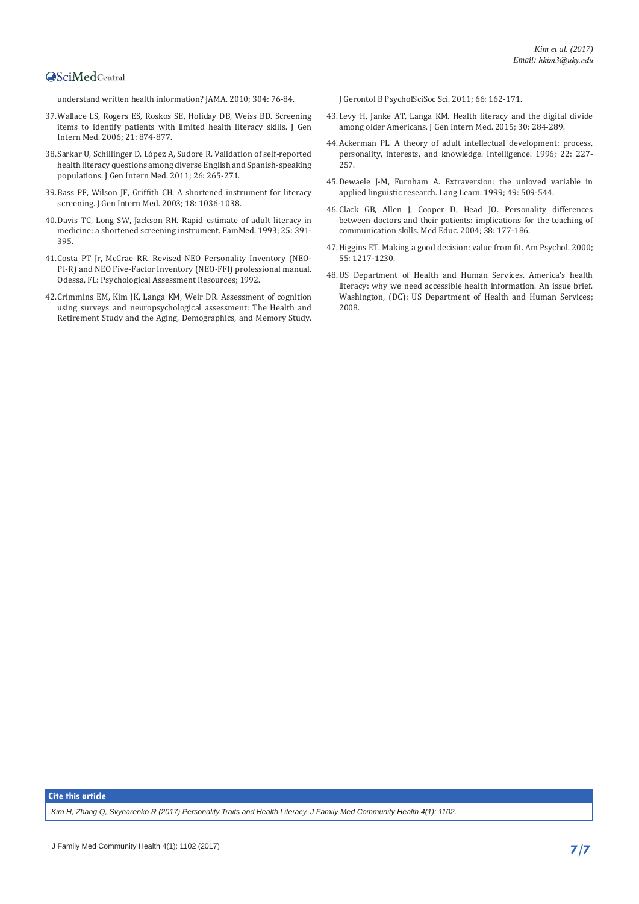understand written health information? JAMA. 2010; 304: 76-84.

37. Wallace LS, Rogers ES, Roskos SE, Holiday DB, Weiss BD. Screening items to identify patients with limited health literacy skills. J Gen Intern Med. 2006; 21: 874-877.

38. Sarkar U, Schillinger D, López A, Sudore R. Validation of self-reported health literacy questions among diverse English and Spanish-speaking populations. J Gen Intern Med. 2011; 26: 265-271.

39. Bass PF, Wilson JF, Griffith CH. A shortened instrument for literacy screening. J Gen Intern Med. 2003; 18: 1036-1038.

40. Davis TC, Long SW, Jackson RH. Rapid estimate of adult literacy in medicine: a shortened screening instrument. FamMed. 1993; 25: 391-395.

41. Costa PT Jr, McCrae RR. Revised NEO Personality Inventory (NEO-PI-R) and NEO Five-Factor Inventory (NEO-FFI) professional manual. Odessa, FL: Psychological Assessment Resources; 1992.

42. Crimmins EM, Kim JK, Langa KM, Weir DR. Assessment of cognition using surveys and neuropsychological assessment: The Health and Retirement Study and the Aging, Demographics, and Memory Study. J Gerontol B PsycholSciSoc Sci. 2011; 66: 162-171.

43. Levy H, Janke AT, Langa KM. Health literacy and the digital divide among older Americans. J Gen Intern Med. 2015; 30: 284-289.

44. Ackerman PL. A theory of adult intellectual development: process, personality, interests, and knowledge. Intelligence. 1996; 22: 227-257.

45. Dewaele J-M, Furnham A. Extraversion: the unloved variable in applied linguistic research. Lang Learn. 1999; 49: 509-544.

46. Clack GB, Allen J, Cooper D, Head JO. Personality differences between doctors and their patients: implications for the teaching of communication skills. Med Educ. 2004; 38: 177-186.

47. Higgins ET. Making a good decision: value from fit. Am Psychol. 2000; 55: 1217-1230.

48. US Department of Health and Human Services. America's health literacy: why we need accessible health information. An issue brief. Washington, (DC): US Department of Health and Human Services; 2008.

**Cite this article**

*Kim H, Zhang Q, Svynarenko R (2017) Personality Traits and Health Literacy. J Family Med Community Health 4(1): 1102.*